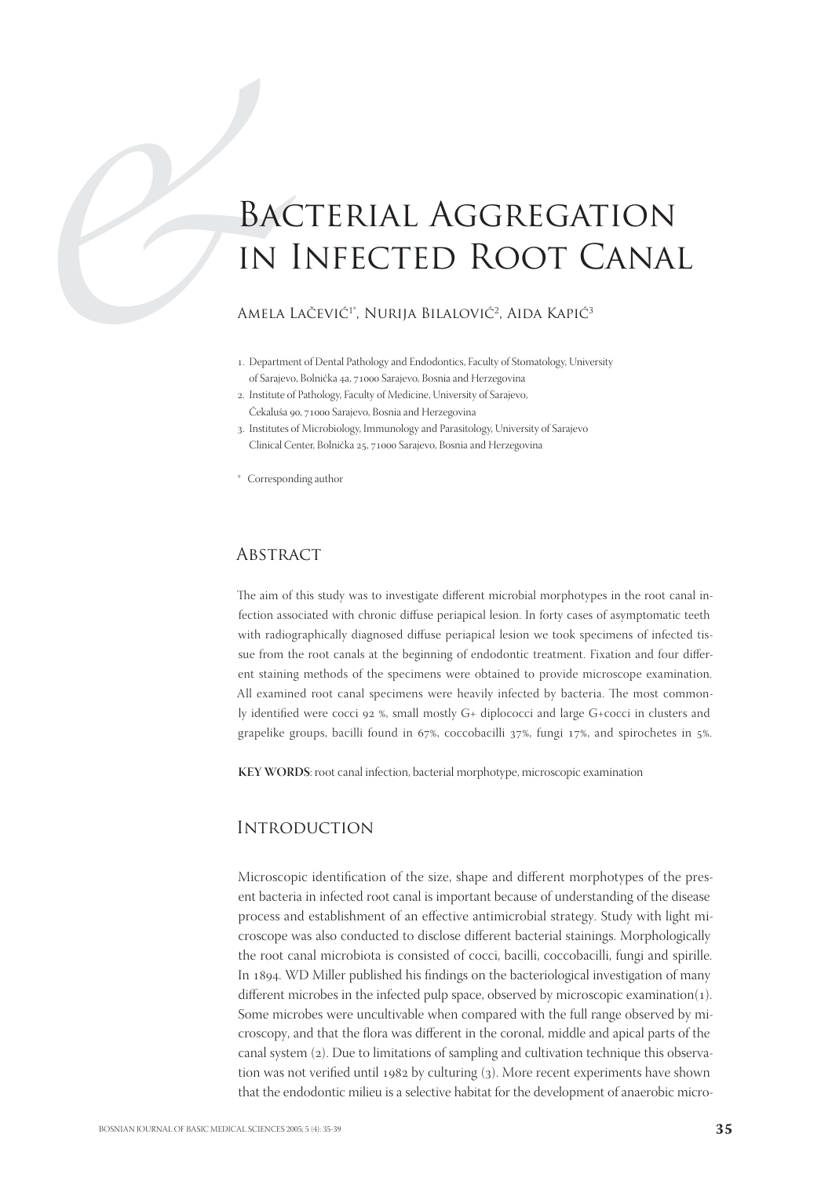# Bacterial Aggregation in Infected Root Canal

Amela Lačević[1*], Nurija Bilalović[2], Aida Kapić[3]

1. Department of Dental Pathology and Endodontics, Faculty of Stomatology, University of Sarajevo, Bolnička 4a, 71000 Sarajevo, Bosnia and Herzegovina
2. Institute of Pathology, Faculty of Medicine, University of Sarajevo, Čekaluša 90, 71000 Sarajevo, Bosnia and Herzegovina
3. Institutes of Microbiology, Immunology and Parasitology, University of Sarajevo Clinical Center, Bolnička 25, 71000 Sarajevo, Bosnia and Herzegovina

\* Corresponding author

## Abstract

The aim of this study was to investigate different microbial morphotypes in the root canal infection associated with chronic diffuse periapical lesion. In forty cases of asymptomatic teeth with radiographically diagnosed diffuse periapical lesion we took specimens of infected tissue from the root canals at the beginning of endodontic treatment. Fixation and four different staining methods of the specimens were obtained to provide microscope examination. All examined root canal specimens were heavily infected by bacteria. The most commonly identified were cocci 92 %, small mostly G+ diplococci and large G+cocci in clusters and grapelike groups, bacilli found in 67%, coccobacilli 37%, fungi 17%, and spirochetes in 5%.

**KEY WORDS**: root canal infection, bacterial morphotype, microscopic examination

## Introduction

Microscopic identification of the size, shape and different morphotypes of the present bacteria in infected root canal is important because of understanding of the disease process and establishment of an effective antimicrobial strategy. Study with light microscope was also conducted to disclose different bacterial stainings. Morphologically the root canal microbiota is consisted of cocci, bacilli, coccobacilli, fungi and spirille. In 1894. WD Miller published his findings on the bacteriological investigation of many different microbes in the infected pulp space, observed by microscopic examination(1). Some microbes were uncultivable when compared with the full range observed by microscopy, and that the flora was different in the coronal, middle and apical parts of the canal system (2). Due to limitations of sampling and cultivation technique this observation was not verified until 1982 by culturing (3). More recent experiments have shown that the endodontic milieu is a selective habitat for the development of anaerobic micro-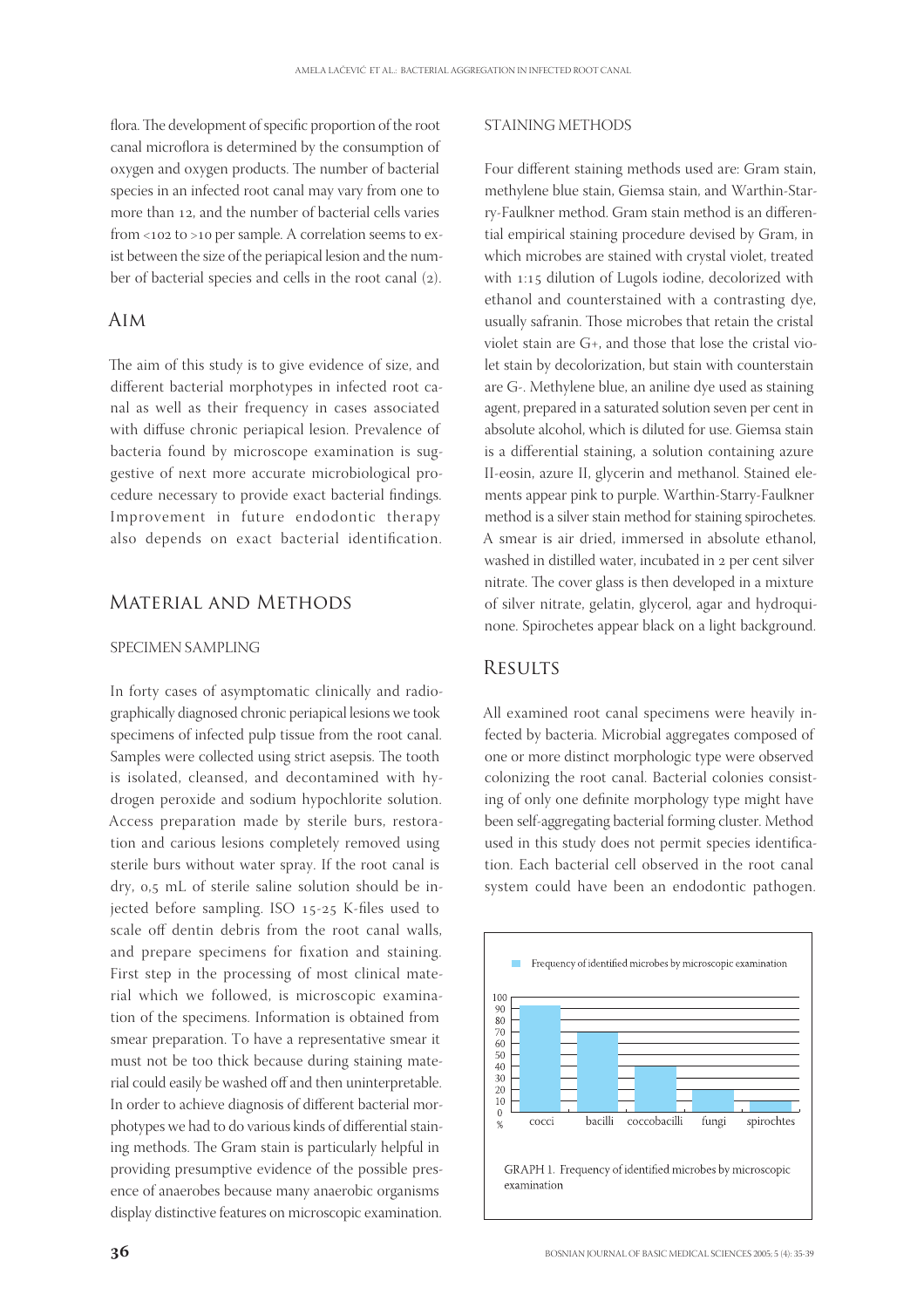flora. The development of specific proportion of the root canal microflora is determined by the consumption of oxygen and oxygen products. The number of bacterial species in an infected root canal may vary from one to more than 12, and the number of bacterial cells varies from <102 to >10 per sample. A correlation seems to exist between the size of the periapical lesion and the number of bacterial species and cells in the root canal (2).

## Aim

The aim of this study is to give evidence of size, and different bacterial morphotypes in infected root canal as well as their frequency in cases associated with diffuse chronic periapical lesion. Prevalence of bacteria found by microscope examination is suggestive of next more accurate microbiological procedure necessary to provide exact bacterial findings. Improvement in future endodontic therapy also depends on exact bacterial identification.

## Material and Methods

### Specimen Sampling

In forty cases of asymptomatic clinically and radiographically diagnosed chronic periapical lesions we took specimens of infected pulp tissue from the root canal. Samples were collected using strict asepsis. The tooth is isolated, cleansed, and decontamined with hydrogen peroxide and sodium hypochlorite solution. Access preparation made by sterile burs, restoration and carious lesions completely removed using sterile burs without water spray. If the root canal is dry, 0,5 mL of sterile saline solution should be injected before sampling. ISO 15-25 K-files used to scale off dentin debris from the root canal walls, and prepare specimens for fixation and staining. First step in the processing of most clinical material which we followed, is microscopic examination of the specimens. Information is obtained from smear preparation. To have a representative smear it must not be too thick because during staining material could easily be washed off and then uninterpretable. In order to achieve diagnosis of different bacterial morphotypes we had to do various kinds of differential staining methods. The Gram stain is particularly helpful in providing presumptive evidence of the possible presence of anaerobes because many anaerobic organisms display distinctive features on microscopic examination.

### Staining Methods

Four different staining methods used are: Gram stain, methylene blue stain, Giemsa stain, and Warthin-Starry-Faulkner method. Gram stain method is an differential empirical staining procedure devised by Gram, in which microbes are stained with crystal violet, treated with 1:15 dilution of Lugols iodine, decolorized with ethanol and counterstained with a contrasting dye, usually safranin. Those microbes that retain the cristal violet stain are G+, and those that lose the cristal violet stain by decolorization, but stain with counterstain are G-. Methylene blue, an aniline dye used as staining agent, prepared in a saturated solution seven per cent in absolute alcohol, which is diluted for use. Giemsa stain is a differential staining, a solution containing azure II-eosin, azure II, glycerin and methanol. Stained elements appear pink to purple. Warthin-Starry-Faulkner method is a silver stain method for staining spirochetes. A smear is air dried, immersed in absolute ethanol, washed in distilled water, incubated in 2 per cent silver nitrate. The cover glass is then developed in a mixture of silver nitrate, gelatin, glycerol, agar and hydroquinone. Spirochetes appear black on a light background.

## Results

All examined root canal specimens were heavily infected by bacteria. Microbial aggregates composed of one or more distinct morphologic type were observed colonizing the root canal. Bacterial colonies consisting of only one definite morphology type might have been self-aggregating bacterial forming cluster. Method used in this study does not permit species identification. Each bacterial cell observed in the root canal system could have been an endodontic pathogen.

| Microbe | Frequency of identified microbes by microscopic examination (%) |
|---|---|
| cocci | 90 |
| bacilli | 70 |
| coccobacilli | 40 |
| fungi | 20 |
| spirochtes | 10 |

GRAPH 1. Frequency of identified microbes by microscopic examination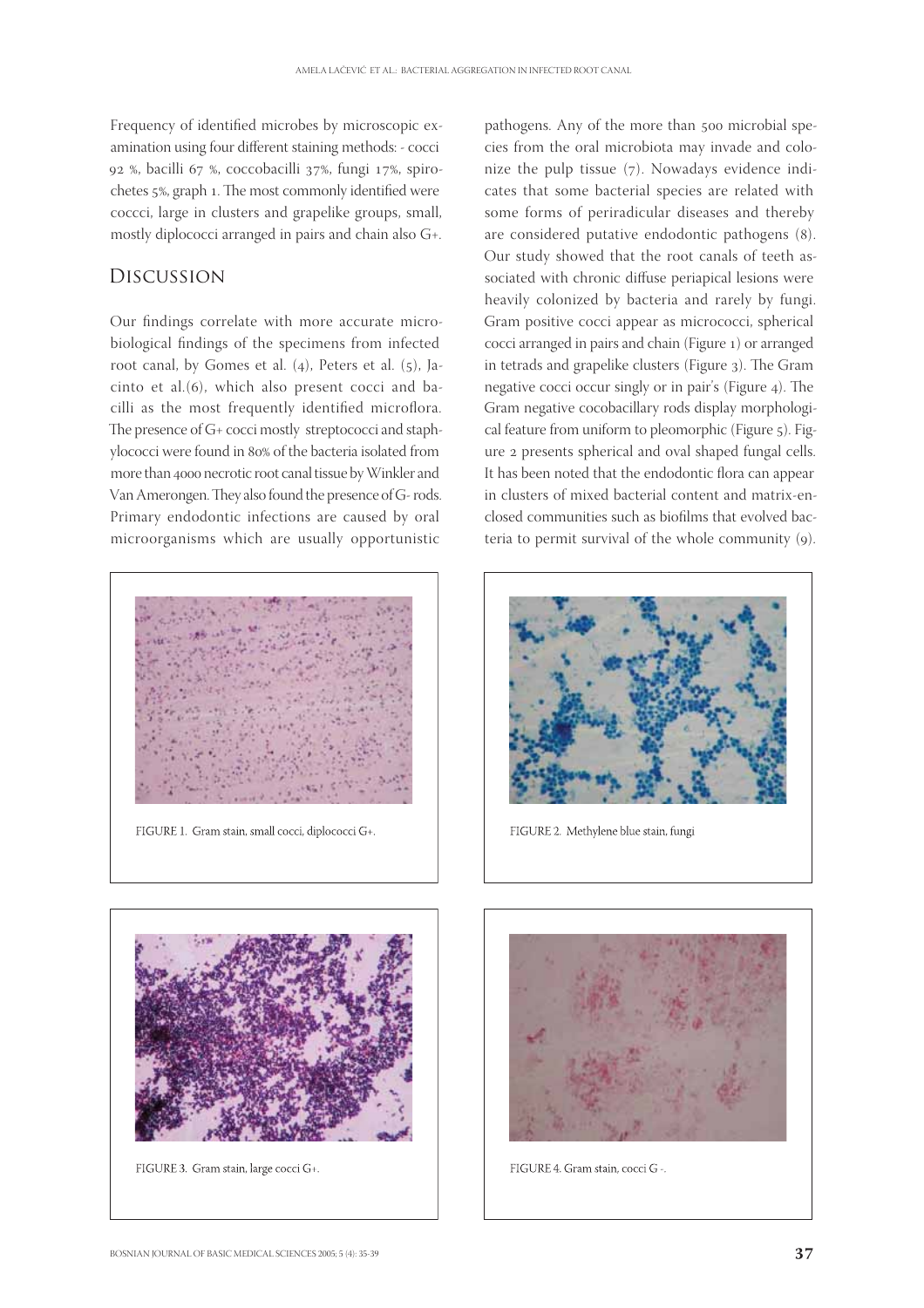Frequency of identified microbes by microscopic examination using four different staining methods: - cocci 92 %, bacilli 67 %, coccobacilli 37%, fungi 17%, spirochetes 5%, graph 1. The most commonly identified were coccci, large in clusters and grapelike groups, small, mostly diplococci arranged in pairs and chain also G+.

## Discussion

Our findings correlate with more accurate microbiological findings of the specimens from infected root canal, by Gomes et al. (4), Peters et al. (5), Jacinto et al.(6), which also present cocci and bacilli as the most frequently identified microflora. The presence of G+ cocci mostly streptococci and staphylococci were found in 80% of the bacteria isolated from more than 4000 necrotic root canal tissue by Winkler and Van Amerongen. They also found the presence of G- rods. Primary endodontic infections are caused by oral microorganisms which are usually opportunistic pathogens. Any of the more than 500 microbial species from the oral microbiota may invade and colonize the pulp tissue (7). Nowadays evidence indicates that some bacterial species are related with some forms of periradicular diseases and thereby are considered putative endodontic pathogens (8). Our study showed that the root canals of teeth associated with chronic diffuse periapical lesions were heavily colonized by bacteria and rarely by fungi. Gram positive cocci appear as micrococci, spherical cocci arranged in pairs and chain (Figure 1) or arranged in tetrads and grapelike clusters (Figure 3). The Gram negative cocci occur singly or in pair's (Figure 4). The Gram negative cocobacillary rods display morphological feature from uniform to pleomorphic (Figure 5). Figure 2 presents spherical and oval shaped fungal cells. It has been noted that the endodontic flora can appear in clusters of mixed bacterial content and matrix-enclosed communities such as biofilms that evolved bacteria to permit survival of the whole community (9).

FIGURE 1. Gram stain, small cocci, diplococci G+.

FIGURE 2. Methylene blue stain, fungi

FIGURE 3. Gram stain, large cocci G+.

FIGURE 4. Gram stain, cocci G -.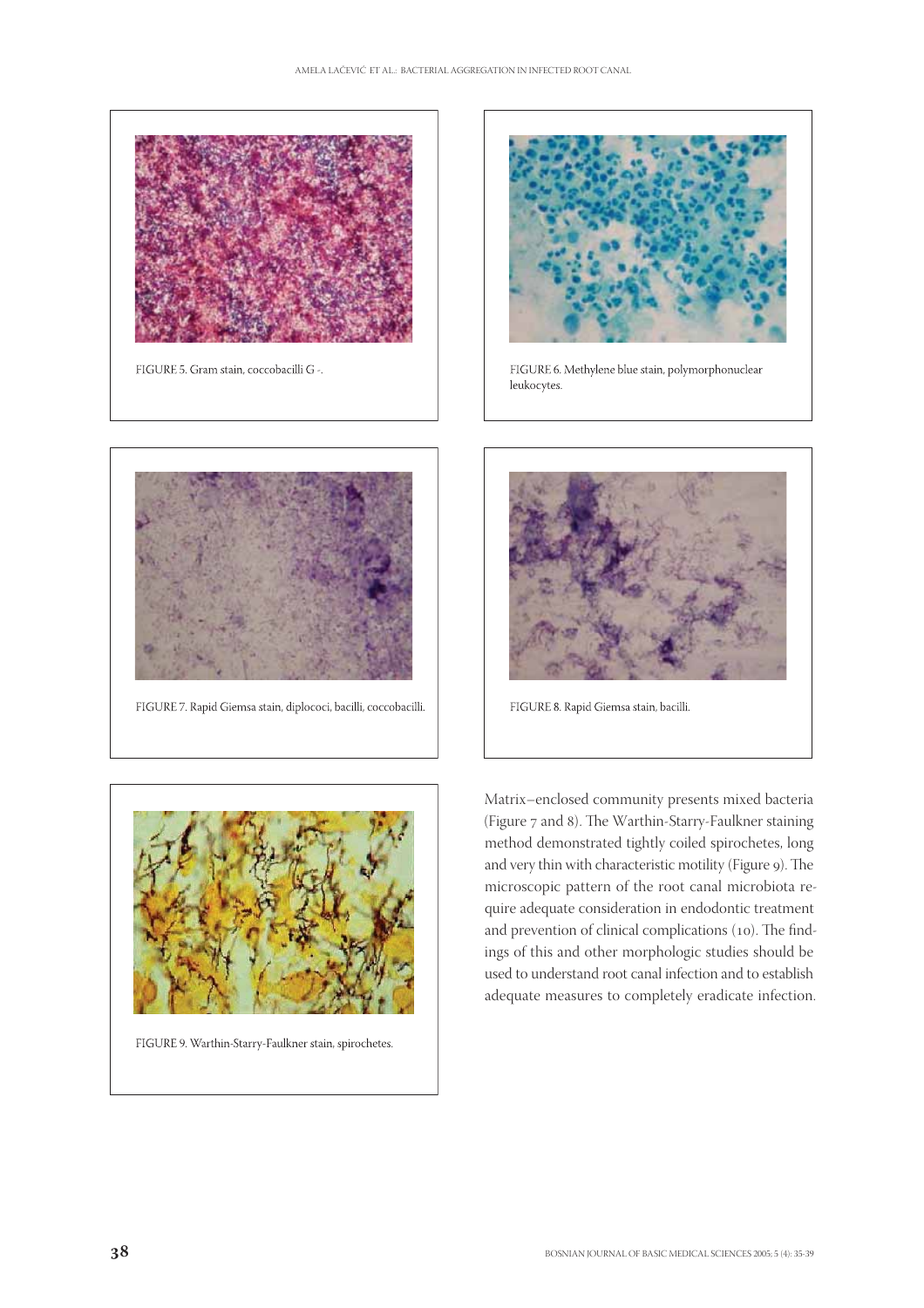FIGURE 5. Gram stain, coccobacilli G -.

FIGURE 6. Methylene blue stain, polymorphonuclear leukocytes.

FIGURE 7. Rapid Giemsa stain, diplococi, bacilli, coccobacilli.

FIGURE 8. Rapid Giemsa stain, bacilli.

FIGURE 9. Warthin-Starry-Faulkner stain, spirochetes.

Matrix–enclosed community presents mixed bacteria (Figure 7 and 8). The Warthin-Starry-Faulkner staining method demonstrated tightly coiled spirochetes, long and very thin with characteristic motility (Figure 9). The microscopic pattern of the root canal microbiota require adequate consideration in endodontic treatment and prevention of clinical complications (10). The findings of this and other morphologic studies should be used to understand root canal infection and to establish adequate measures to completely eradicate infection.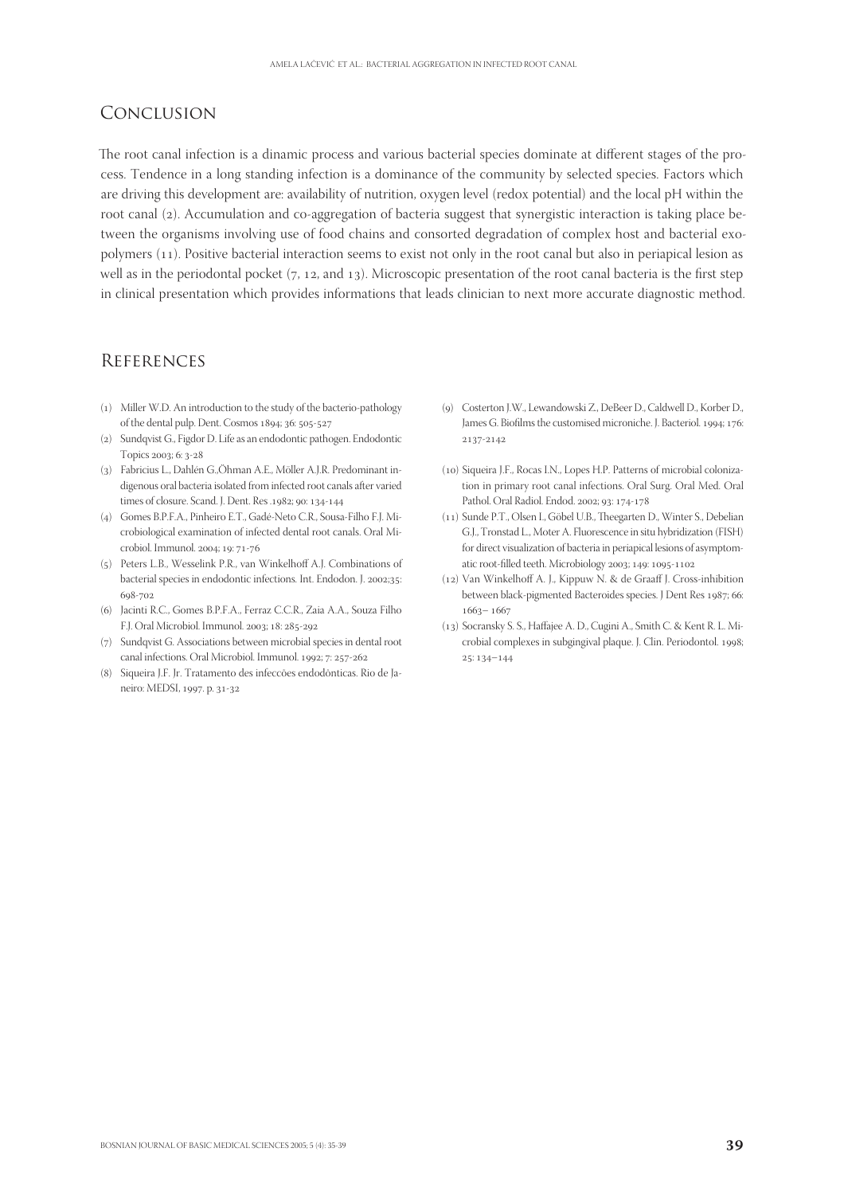## Conclusion

The root canal infection is a dinamic process and various bacterial species dominate at different stages of the process. Tendence in a long standing infection is a dominance of the community by selected species. Factors which are driving this development are: availability of nutrition, oxygen level (redox potential) and the local pH within the root canal (2). Accumulation and co-aggregation of bacteria suggest that synergistic interaction is taking place between the organisms involving use of food chains and consorted degradation of complex host and bacterial exopolymers (11). Positive bacterial interaction seems to exist not only in the root canal but also in periapical lesion as well as in the periodontal pocket (7, 12, and 13). Microscopic presentation of the root canal bacteria is the first step in clinical presentation which provides informations that leads clinician to next more accurate diagnostic method.

## References

(1) Miller W.D. An introduction to the study of the bacterio-pathology of the dental pulp. Dent. Cosmos 1894; 36: 505-527

(2) Sundqvist G., Figdor D. Life as an endodontic pathogen. Endodontic Topics 2003; 6: 3-28

(3) Fabricius L., Dahlén G.,Öhman A.E., Möller A.J.R. Predominant indigenous oral bacteria isolated from infected root canals after varied times of closure. Scand. J. Dent. Res .1982; 90: 134-144

(4) Gomes B.P.F.A., Pinheiro E.T., Gadé-Neto C.R., Sousa-Filho F.J. Microbiological examination of infected dental root canals. Oral Microbiol. Immunol. 2004; 19: 71-76

(5) Peters L.B., Wesselink P.R., van Winkelhoff A.J. Combinations of bacterial species in endodontic infections. Int. Endodon. J. 2002;35: 698-702

(6) Jacinti R.C., Gomes B.P.F.A., Ferraz C.C.R., Zaia A.A., Souza Filho F.J. Oral Microbiol. Immunol. 2003; 18: 285-292

(7) Sundqvist G. Associations between microbial species in dental root canal infections. Oral Microbiol. Immunol. 1992; 7: 257-262

(8) Siqueira J.F. Jr. Tratamento des infeccões endodònticas. Rio de Janeiro: MEDSI, 1997. p. 31-32

(9) Costerton J.W., Lewandowski Z., DeBeer D., Caldwell D., Korber D., James G. Biofilms the customised microniche. J. Bacteriol. 1994; 176: 2137-2142

(10) Siqueira J.F., Rocas I.N., Lopes H.P. Patterns of microbial colonization in primary root canal infections. Oral Surg. Oral Med. Oral Pathol. Oral Radiol. Endod. 2002; 93: 174-178

(11) Sunde P.T., Olsen I., Göbel U.B., Theegarten D., Winter S., Debelian G.J., Tronstad L., Moter A. Fluorescence in situ hybridization (FISH) for direct visualization of bacteria in periapical lesions of asymptomatic root-filled teeth. Microbiology 2003; 149: 1095-1102

(12) Van Winkelhoff A. J., Kippuw N. & de Graaff J. Cross-inhibition between black-pigmented Bacteroides species. J Dent Res 1987; 66: 1663– 1667

(13) Socransky S. S., Haffajee A. D., Cugini A., Smith C. & Kent R. L. Microbial complexes in subgingival plaque. J. Clin. Periodontol. 1998; 25: 134–144